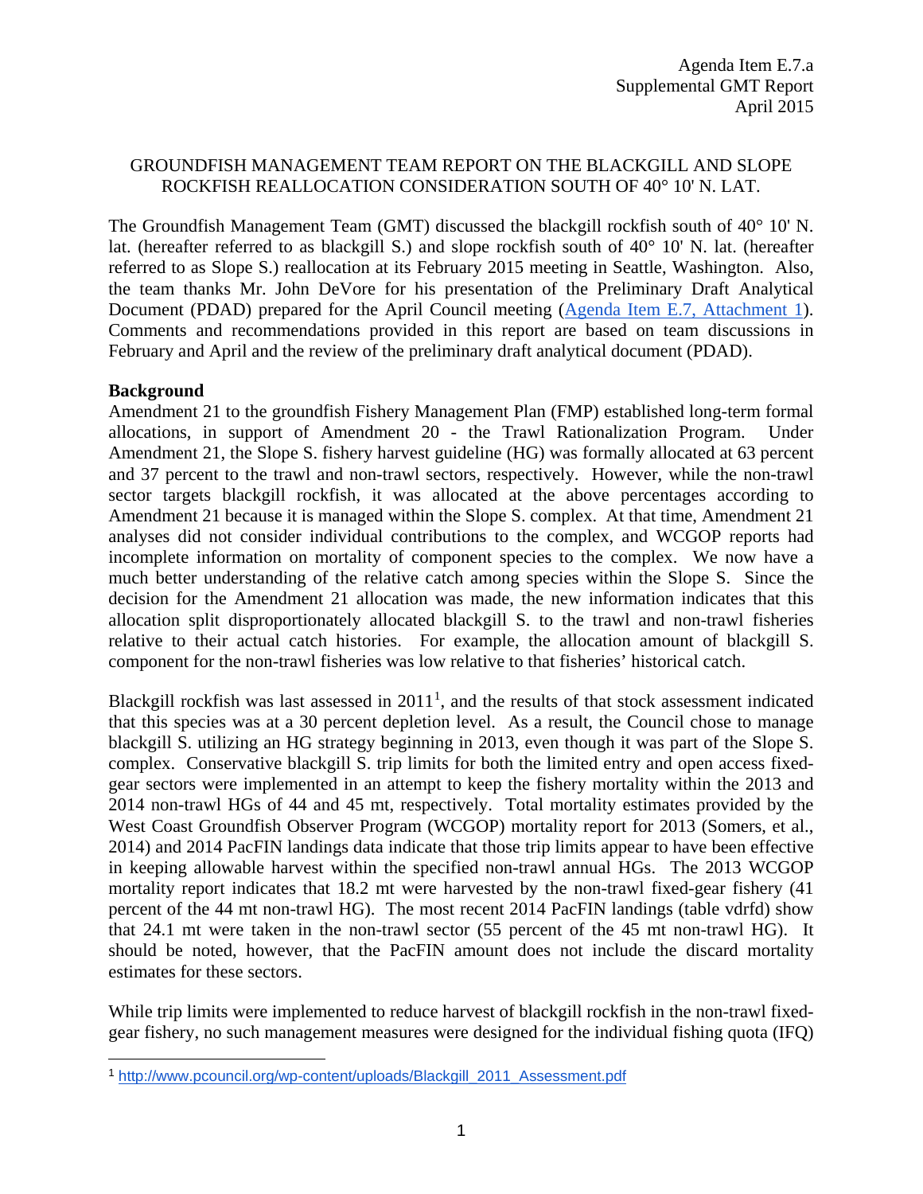Agenda Item E.7.a
Supplemental GMT Report
April 2015

# GROUNDFISH MANAGEMENT TEAM REPORT ON THE BLACKGILL AND SLOPE ROCKFISH REALLOCATION CONSIDERATION SOUTH OF 40° 10' N. LAT.

The Groundfish Management Team (GMT) discussed the blackgill rockfish south of 40° 10' N. lat. (hereafter referred to as blackgill S.) and slope rockfish south of 40° 10' N. lat. (hereafter referred to as Slope S.) reallocation at its February 2015 meeting in Seattle, Washington. Also, the team thanks Mr. John DeVore for his presentation of the Preliminary Draft Analytical Document (PDAD) prepared for the April Council meeting (Agenda Item E.7, Attachment 1). Comments and recommendations provided in this report are based on team discussions in February and April and the review of the preliminary draft analytical document (PDAD).

**Background**

Amendment 21 to the groundfish Fishery Management Plan (FMP) established long-term formal allocations, in support of Amendment 20 - the Trawl Rationalization Program. Under Amendment 21, the Slope S. fishery harvest guideline (HG) was formally allocated at 63 percent and 37 percent to the trawl and non-trawl sectors, respectively. However, while the non-trawl sector targets blackgill rockfish, it was allocated at the above percentages according to Amendment 21 because it is managed within the Slope S. complex. At that time, Amendment 21 analyses did not consider individual contributions to the complex, and WCGOP reports had incomplete information on mortality of component species to the complex. We now have a much better understanding of the relative catch among species within the Slope S. Since the decision for the Amendment 21 allocation was made, the new information indicates that this allocation split disproportionately allocated blackgill S. to the trawl and non-trawl fisheries relative to their actual catch histories. For example, the allocation amount of blackgill S. component for the non-trawl fisheries was low relative to that fisheries' historical catch.

Blackgill rockfish was last assessed in 2011[1], and the results of that stock assessment indicated that this species was at a 30 percent depletion level. As a result, the Council chose to manage blackgill S. utilizing an HG strategy beginning in 2013, even though it was part of the Slope S. complex. Conservative blackgill S. trip limits for both the limited entry and open access fixed-gear sectors were implemented in an attempt to keep the fishery mortality within the 2013 and 2014 non-trawl HGs of 44 and 45 mt, respectively. Total mortality estimates provided by the West Coast Groundfish Observer Program (WCGOP) mortality report for 2013 (Somers, et al., 2014) and 2014 PacFIN landings data indicate that those trip limits appear to have been effective in keeping allowable harvest within the specified non-trawl annual HGs. The 2013 WCGOP mortality report indicates that 18.2 mt were harvested by the non-trawl fixed-gear fishery (41 percent of the 44 mt non-trawl HG). The most recent 2014 PacFIN landings (table vdrfd) show that 24.1 mt were taken in the non-trawl sector (55 percent of the 45 mt non-trawl HG). It should be noted, however, that the PacFIN amount does not include the discard mortality estimates for these sectors.

While trip limits were implemented to reduce harvest of blackgill rockfish in the non-trawl fixed-gear fishery, no such management measures were designed for the individual fishing quota (IFQ)

[1] http://www.pcouncil.org/wp-content/uploads/Blackgill_2011_Assessment.pdf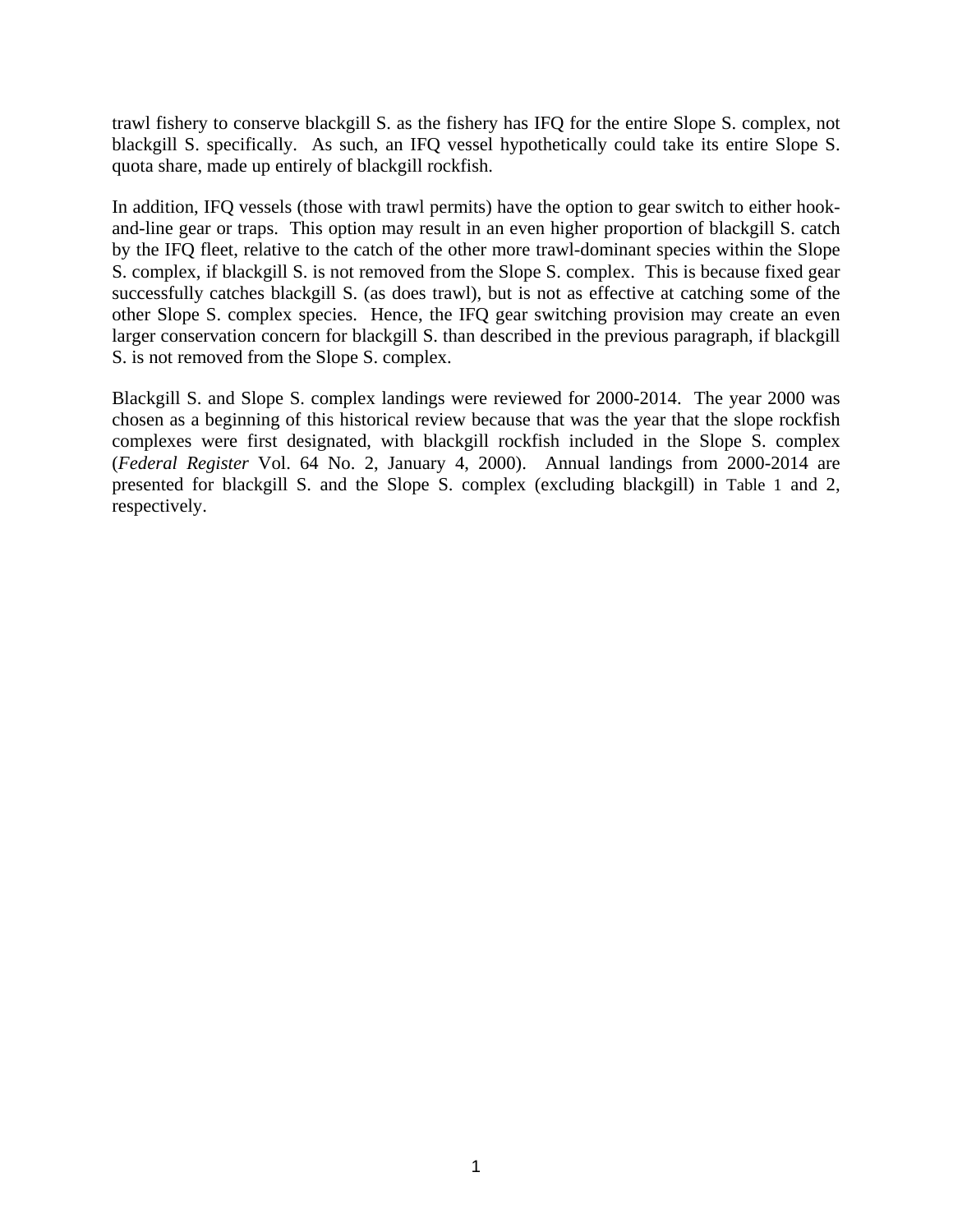trawl fishery to conserve blackgill S. as the fishery has IFQ for the entire Slope S. complex, not blackgill S. specifically. As such, an IFQ vessel hypothetically could take its entire Slope S. quota share, made up entirely of blackgill rockfish.

In addition, IFQ vessels (those with trawl permits) have the option to gear switch to either hook-and-line gear or traps. This option may result in an even higher proportion of blackgill S. catch by the IFQ fleet, relative to the catch of the other more trawl-dominant species within the Slope S. complex, if blackgill S. is not removed from the Slope S. complex. This is because fixed gear successfully catches blackgill S. (as does trawl), but is not as effective at catching some of the other Slope S. complex species. Hence, the IFQ gear switching provision may create an even larger conservation concern for blackgill S. than described in the previous paragraph, if blackgill S. is not removed from the Slope S. complex.

Blackgill S. and Slope S. complex landings were reviewed for 2000-2014. The year 2000 was chosen as a beginning of this historical review because that was the year that the slope rockfish complexes were first designated, with blackgill rockfish included in the Slope S. complex (*Federal Register* Vol. 64 No. 2, January 4, 2000). Annual landings from 2000-2014 are presented for blackgill S. and the Slope S. complex (excluding blackgill) in Table 1 and 2, respectively.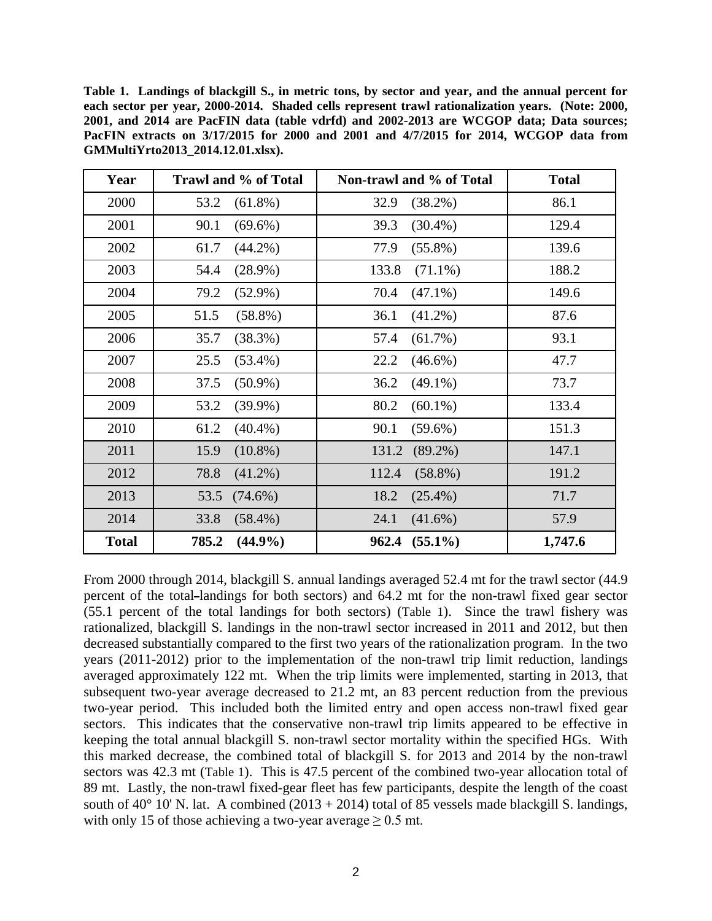**Table 1. Landings of blackgill S., in metric tons, by sector and year, and the annual percent for each sector per year, 2000-2014. Shaded cells represent trawl rationalization years. (Note: 2000, 2001, and 2014 are PacFIN data (table vdrfd) and 2002-2013 are WCGOP data; Data sources; PacFIN extracts on 3/17/2015 for 2000 and 2001 and 4/7/2015 for 2014, WCGOP data from GMMultiYrto2013_2014.12.01.xlsx).**

| Year | Trawl and % of Total | Non-trawl and % of Total | Total |
|---|---|---|---|
| 2000 | 53.2 (61.8%) | 32.9 (38.2%) | 86.1 |
| 2001 | 90.1 (69.6%) | 39.3 (30.4%) | 129.4 |
| 2002 | 61.7 (44.2%) | 77.9 (55.8%) | 139.6 |
| 2003 | 54.4 (28.9%) | 133.8 (71.1%) | 188.2 |
| 2004 | 79.2 (52.9%) | 70.4 (47.1%) | 149.6 |
| 2005 | 51.5 (58.8%) | 36.1 (41.2%) | 87.6 |
| 2006 | 35.7 (38.3%) | 57.4 (61.7%) | 93.1 |
| 2007 | 25.5 (53.4%) | 22.2 (46.6%) | 47.7 |
| 2008 | 37.5 (50.9%) | 36.2 (49.1%) | 73.7 |
| 2009 | 53.2 (39.9%) | 80.2 (60.1%) | 133.4 |
| 2010 | 61.2 (40.4%) | 90.1 (59.6%) | 151.3 |
| 2011 | 15.9 (10.8%) | 131.2 (89.2%) | 147.1 |
| 2012 | 78.8 (41.2%) | 112.4 (58.8%) | 191.2 |
| 2013 | 53.5 (74.6%) | 18.2 (25.4%) | 71.7 |
| 2014 | 33.8 (58.4%) | 24.1 (41.6%) | 57.9 |
| **Total** | **785.2 (44.9%)** | **962.4 (55.1%)** | **1,747.6** |

From 2000 through 2014, blackgill S. annual landings averaged 52.4 mt for the trawl sector (44.9 percent of the total landings for both sectors) and 64.2 mt for the non-trawl fixed gear sector (55.1 percent of the total landings for both sectors) (Table 1). Since the trawl fishery was rationalized, blackgill S. landings in the non-trawl sector increased in 2011 and 2012, but then decreased substantially compared to the first two years of the rationalization program. In the two years (2011-2012) prior to the implementation of the non-trawl trip limit reduction, landings averaged approximately 122 mt. When the trip limits were implemented, starting in 2013, that subsequent two-year average decreased to 21.2 mt, an 83 percent reduction from the previous two-year period. This included both the limited entry and open access non-trawl fixed gear sectors. This indicates that the conservative non-trawl trip limits appeared to be effective in keeping the total annual blackgill S. non-trawl sector mortality within the specified HGs. With this marked decrease, the combined total of blackgill S. for 2013 and 2014 by the non-trawl sectors was 42.3 mt (Table 1). This is 47.5 percent of the combined two-year allocation total of 89 mt. Lastly, the non-trawl fixed-gear fleet has few participants, despite the length of the coast south of 40° 10' N. lat. A combined (2013 + 2014) total of 85 vessels made blackgill S. landings, with only 15 of those achieving a two-year average $\geq$ 0.5 mt.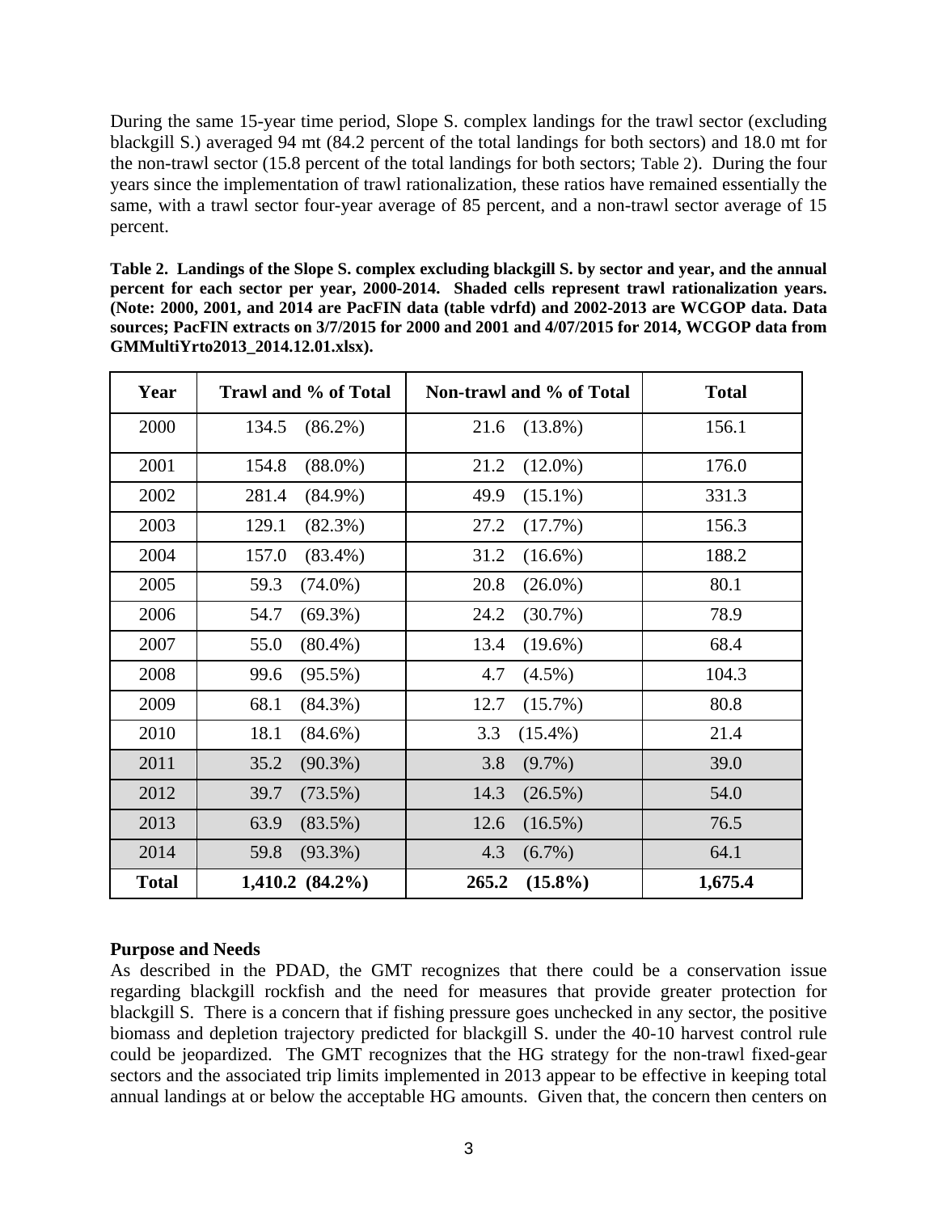During the same 15-year time period, Slope S. complex landings for the trawl sector (excluding blackgill S.) averaged 94 mt (84.2 percent of the total landings for both sectors) and 18.0 mt for the non-trawl sector (15.8 percent of the total landings for both sectors; Table 2). During the four years since the implementation of trawl rationalization, these ratios have remained essentially the same, with a trawl sector four-year average of 85 percent, and a non-trawl sector average of 15 percent.

**Table 2. Landings of the Slope S. complex excluding blackgill S. by sector and year, and the annual percent for each sector per year, 2000-2014. Shaded cells represent trawl rationalization years. (Note: 2000, 2001, and 2014 are PacFIN data (table vdrfd) and 2002-2013 are WCGOP data. Data sources; PacFIN extracts on 3/7/2015 for 2000 and 2001 and 4/07/2015 for 2014, WCGOP data from GMMultiYrto2013_2014.12.01.xlsx).**

| Year | Trawl and % of Total | Non-trawl and % of Total | Total |
|---|---|---|---|
| 2000 | 134.5 (86.2%) | 21.6 (13.8%) | 156.1 |
| 2001 | 154.8 (88.0%) | 21.2 (12.0%) | 176.0 |
| 2002 | 281.4 (84.9%) | 49.9 (15.1%) | 331.3 |
| 2003 | 129.1 (82.3%) | 27.2 (17.7%) | 156.3 |
| 2004 | 157.0 (83.4%) | 31.2 (16.6%) | 188.2 |
| 2005 | 59.3 (74.0%) | 20.8 (26.0%) | 80.1 |
| 2006 | 54.7 (69.3%) | 24.2 (30.7%) | 78.9 |
| 2007 | 55.0 (80.4%) | 13.4 (19.6%) | 68.4 |
| 2008 | 99.6 (95.5%) | 4.7 (4.5%) | 104.3 |
| 2009 | 68.1 (84.3%) | 12.7 (15.7%) | 80.8 |
| 2010 | 18.1 (84.6%) | 3.3 (15.4%) | 21.4 |
| 2011 | 35.2 (90.3%) | 3.8 (9.7%) | 39.0 |
| 2012 | 39.7 (73.5%) | 14.3 (26.5%) | 54.0 |
| 2013 | 63.9 (83.5%) | 12.6 (16.5%) | 76.5 |
| 2014 | 59.8 (93.3%) | 4.3 (6.7%) | 64.1 |
| **Total** | **1,410.2 (84.2%)** | **265.2 (15.8%)** | **1,675.4** |

**Purpose and Needs**

As described in the PDAD, the GMT recognizes that there could be a conservation issue regarding blackgill rockfish and the need for measures that provide greater protection for blackgill S. There is a concern that if fishing pressure goes unchecked in any sector, the positive biomass and depletion trajectory predicted for blackgill S. under the 40-10 harvest control rule could be jeopardized. The GMT recognizes that the HG strategy for the non-trawl fixed-gear sectors and the associated trip limits implemented in 2013 appear to be effective in keeping total annual landings at or below the acceptable HG amounts. Given that, the concern then centers on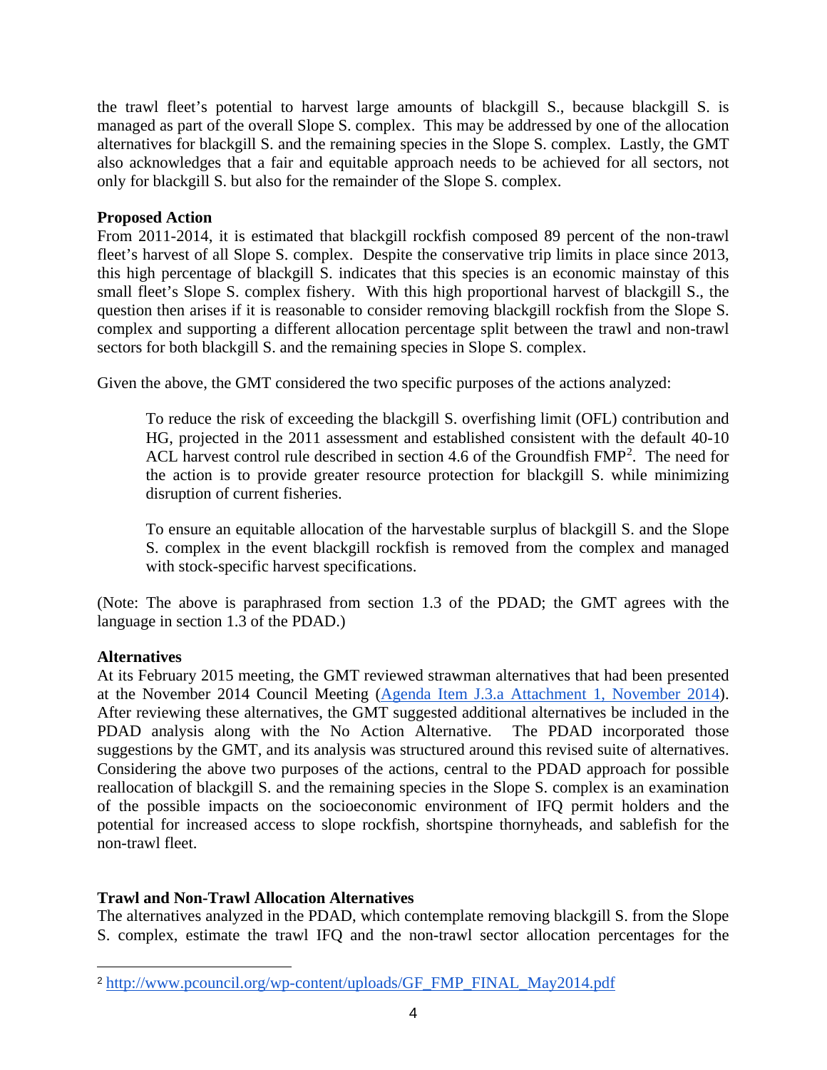the trawl fleet's potential to harvest large amounts of blackgill S., because blackgill S. is managed as part of the overall Slope S. complex. This may be addressed by one of the allocation alternatives for blackgill S. and the remaining species in the Slope S. complex. Lastly, the GMT also acknowledges that a fair and equitable approach needs to be achieved for all sectors, not only for blackgill S. but also for the remainder of the Slope S. complex.

**Proposed Action**

From 2011-2014, it is estimated that blackgill rockfish composed 89 percent of the non-trawl fleet's harvest of all Slope S. complex. Despite the conservative trip limits in place since 2013, this high percentage of blackgill S. indicates that this species is an economic mainstay of this small fleet's Slope S. complex fishery. With this high proportional harvest of blackgill S., the question then arises if it is reasonable to consider removing blackgill rockfish from the Slope S. complex and supporting a different allocation percentage split between the trawl and non-trawl sectors for both blackgill S. and the remaining species in Slope S. complex.

Given the above, the GMT considered the two specific purposes of the actions analyzed:

> To reduce the risk of exceeding the blackgill S. overfishing limit (OFL) contribution and HG, projected in the 2011 assessment and established consistent with the default 40-10 ACL harvest control rule described in section 4.6 of the Groundfish FMP[2]. The need for the action is to provide greater resource protection for blackgill S. while minimizing disruption of current fisheries.
>
> To ensure an equitable allocation of the harvestable surplus of blackgill S. and the Slope S. complex in the event blackgill rockfish is removed from the complex and managed with stock-specific harvest specifications.

(Note: The above is paraphrased from section 1.3 of the PDAD; the GMT agrees with the language in section 1.3 of the PDAD.)

**Alternatives**

At its February 2015 meeting, the GMT reviewed strawman alternatives that had been presented at the November 2014 Council Meeting (Agenda Item J.3.a Attachment 1, November 2014). After reviewing these alternatives, the GMT suggested additional alternatives be included in the PDAD analysis along with the No Action Alternative. The PDAD incorporated those suggestions by the GMT, and its analysis was structured around this revised suite of alternatives. Considering the above two purposes of the actions, central to the PDAD approach for possible reallocation of blackgill S. and the remaining species in the Slope S. complex is an examination of the possible impacts on the socioeconomic environment of IFQ permit holders and the potential for increased access to slope rockfish, shortspine thornyheads, and sablefish for the non-trawl fleet.

**Trawl and Non-Trawl Allocation Alternatives**

The alternatives analyzed in the PDAD, which contemplate removing blackgill S. from the Slope S. complex, estimate the trawl IFQ and the non-trawl sector allocation percentages for the

---

[2] http://www.pcouncil.org/wp-content/uploads/GF_FMP_FINAL_May2014.pdf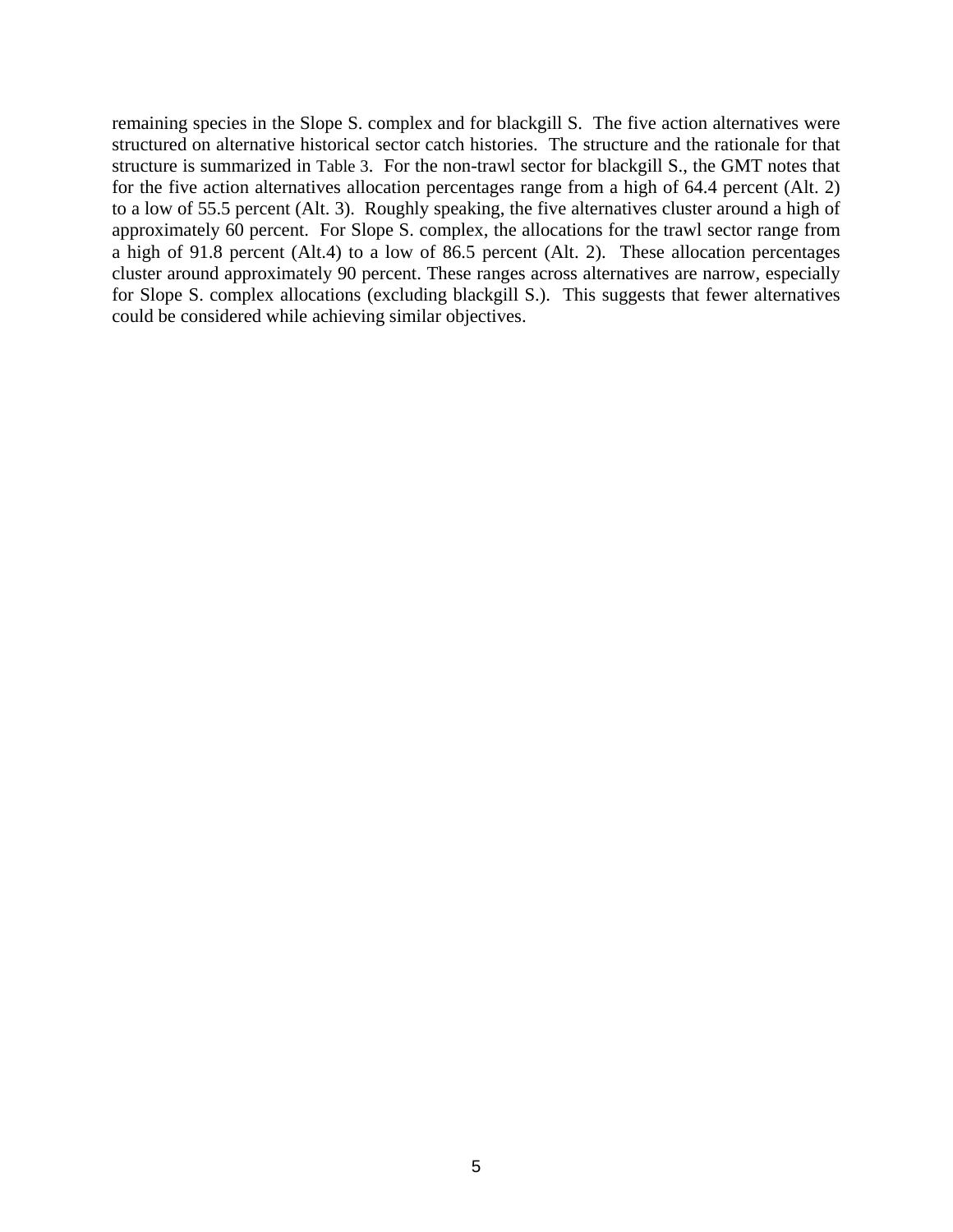remaining species in the Slope S. complex and for blackgill S. The five action alternatives were structured on alternative historical sector catch histories. The structure and the rationale for that structure is summarized in Table 3. For the non-trawl sector for blackgill S., the GMT notes that for the five action alternatives allocation percentages range from a high of 64.4 percent (Alt. 2) to a low of 55.5 percent (Alt. 3). Roughly speaking, the five alternatives cluster around a high of approximately 60 percent. For Slope S. complex, the allocations for the trawl sector range from a high of 91.8 percent (Alt.4) to a low of 86.5 percent (Alt. 2). These allocation percentages cluster around approximately 90 percent. These ranges across alternatives are narrow, especially for Slope S. complex allocations (excluding blackgill S.). This suggests that fewer alternatives could be considered while achieving similar objectives.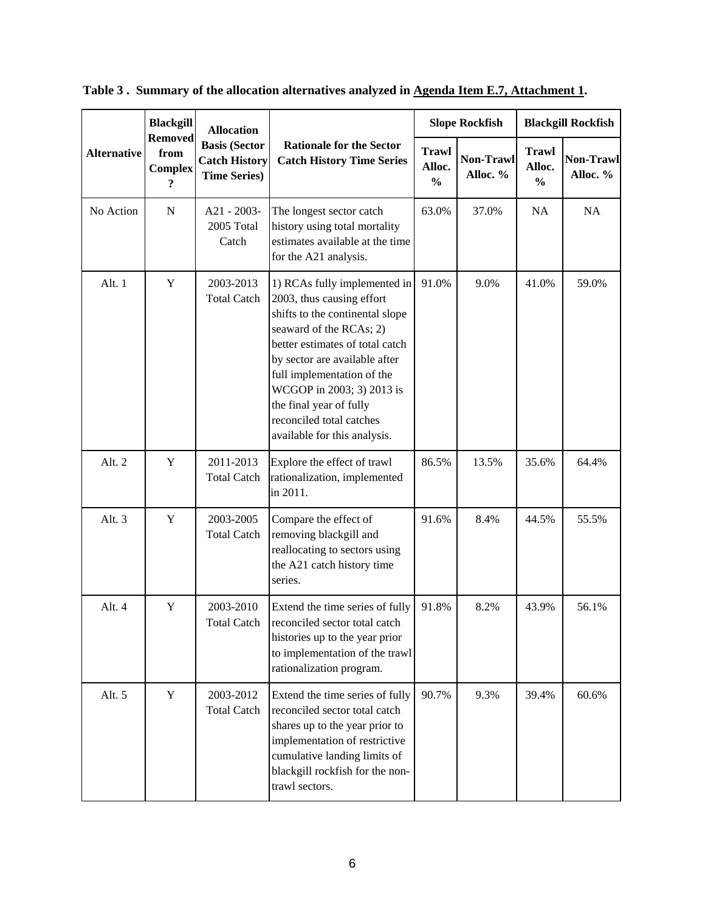**Table 3 . Summary of the allocation alternatives analyzed in Agenda Item E.7, Attachment 1.**

| Alternative | Blackgill Removed from Complex? | Allocation Basis (Sector Catch History Time Series) | Rationale for the Sector Catch History Time Series | Slope Rockfish | | Blackgill Rockfish | |
|---|---|---|---|---|---|---|---|
| | | | | Trawl Alloc. % | Non-Trawl Alloc. % | Trawl Alloc. % | Non-Trawl Alloc. % |
| No Action | N | A21 - 2003-2005 Total Catch | The longest sector catch history using total mortality estimates available at the time for the A21 analysis. | 63.0% | 37.0% | NA | NA |
| Alt. 1 | Y | 2003-2013 Total Catch | 1) RCAs fully implemented in 2003, thus causing effort shifts to the continental slope seaward of the RCAs; 2) better estimates of total catch by sector are available after full implementation of the WCGOP in 2003; 3) 2013 is the final year of fully reconciled total catches available for this analysis. | 91.0% | 9.0% | 41.0% | 59.0% |
| Alt. 2 | Y | 2011-2013 Total Catch | Explore the effect of trawl rationalization, implemented in 2011. | 86.5% | 13.5% | 35.6% | 64.4% |
| Alt. 3 | Y | 2003-2005 Total Catch | Compare the effect of removing blackgill and reallocating to sectors using the A21 catch history time series. | 91.6% | 8.4% | 44.5% | 55.5% |
| Alt. 4 | Y | 2003-2010 Total Catch | Extend the time series of fully reconciled sector total catch histories up to the year prior to implementation of the trawl rationalization program. | 91.8% | 8.2% | 43.9% | 56.1% |
| Alt. 5 | Y | 2003-2012 Total Catch | Extend the time series of fully reconciled sector total catch shares up to the year prior to implementation of restrictive cumulative landing limits of blackgill rockfish for the non-trawl sectors. | 90.7% | 9.3% | 39.4% | 60.6% |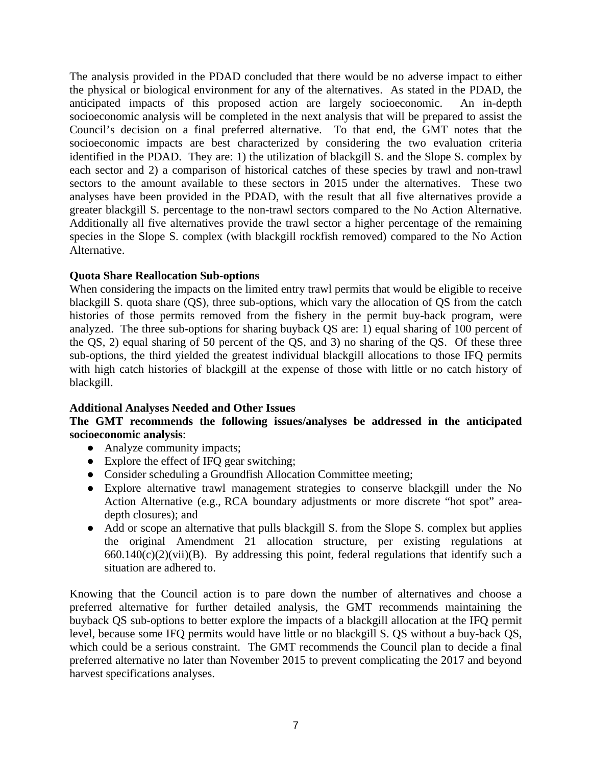The analysis provided in the PDAD concluded that there would be no adverse impact to either the physical or biological environment for any of the alternatives. As stated in the PDAD, the anticipated impacts of this proposed action are largely socioeconomic. An in-depth socioeconomic analysis will be completed in the next analysis that will be prepared to assist the Council's decision on a final preferred alternative. To that end, the GMT notes that the socioeconomic impacts are best characterized by considering the two evaluation criteria identified in the PDAD. They are: 1) the utilization of blackgill S. and the Slope S. complex by each sector and 2) a comparison of historical catches of these species by trawl and non-trawl sectors to the amount available to these sectors in 2015 under the alternatives. These two analyses have been provided in the PDAD, with the result that all five alternatives provide a greater blackgill S. percentage to the non-trawl sectors compared to the No Action Alternative. Additionally all five alternatives provide the trawl sector a higher percentage of the remaining species in the Slope S. complex (with blackgill rockfish removed) compared to the No Action Alternative.

**Quota Share Reallocation Sub-options**

When considering the impacts on the limited entry trawl permits that would be eligible to receive blackgill S. quota share (QS), three sub-options, which vary the allocation of QS from the catch histories of those permits removed from the fishery in the permit buy-back program, were analyzed. The three sub-options for sharing buyback QS are: 1) equal sharing of 100 percent of the QS, 2) equal sharing of 50 percent of the QS, and 3) no sharing of the QS. Of these three sub-options, the third yielded the greatest individual blackgill allocations to those IFQ permits with high catch histories of blackgill at the expense of those with little or no catch history of blackgill.

**Additional Analyses Needed and Other Issues**

**The GMT recommends the following issues/analyses be addressed in the anticipated socioeconomic analysis**:

- Analyze community impacts;
- Explore the effect of IFQ gear switching;
- Consider scheduling a Groundfish Allocation Committee meeting;
- Explore alternative trawl management strategies to conserve blackgill under the No Action Alternative (e.g., RCA boundary adjustments or more discrete "hot spot" area-depth closures); and
- Add or scope an alternative that pulls blackgill S. from the Slope S. complex but applies the original Amendment 21 allocation structure, per existing regulations at 660.140(c)(2)(vii)(B). By addressing this point, federal regulations that identify such a situation are adhered to.

Knowing that the Council action is to pare down the number of alternatives and choose a preferred alternative for further detailed analysis, the GMT recommends maintaining the buyback QS sub-options to better explore the impacts of a blackgill allocation at the IFQ permit level, because some IFQ permits would have little or no blackgill S. QS without a buy-back QS, which could be a serious constraint. The GMT recommends the Council plan to decide a final preferred alternative no later than November 2015 to prevent complicating the 2017 and beyond harvest specifications analyses.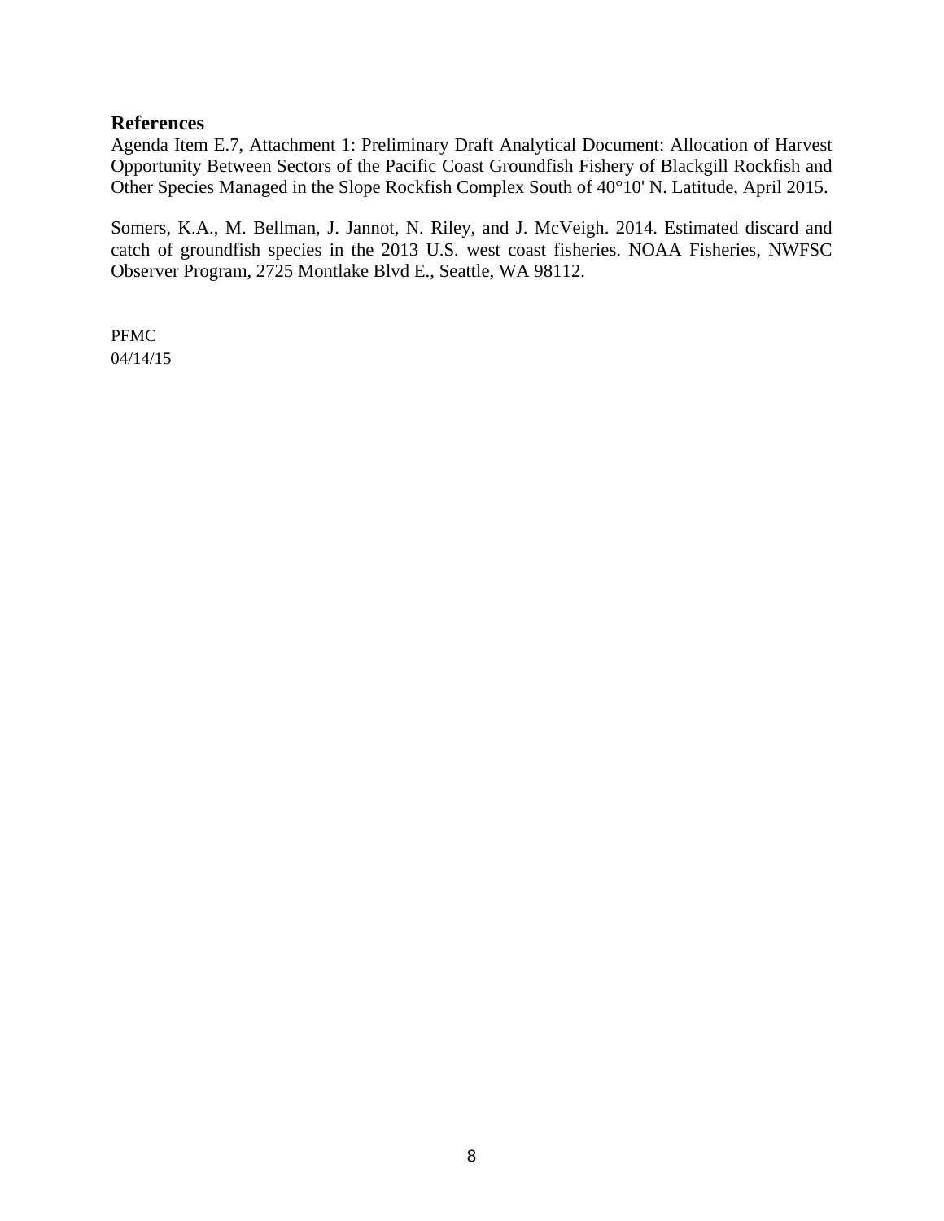## References

Agenda Item E.7, Attachment 1: Preliminary Draft Analytical Document: Allocation of Harvest Opportunity Between Sectors of the Pacific Coast Groundfish Fishery of Blackgill Rockfish and Other Species Managed in the Slope Rockfish Complex South of 40°10' N. Latitude, April 2015.

Somers, K.A., M. Bellman, J. Jannot, N. Riley, and J. McVeigh. 2014. Estimated discard and catch of groundfish species in the 2013 U.S. west coast fisheries. NOAA Fisheries, NWFSC Observer Program, 2725 Montlake Blvd E., Seattle, WA 98112.

PFMC
04/14/15